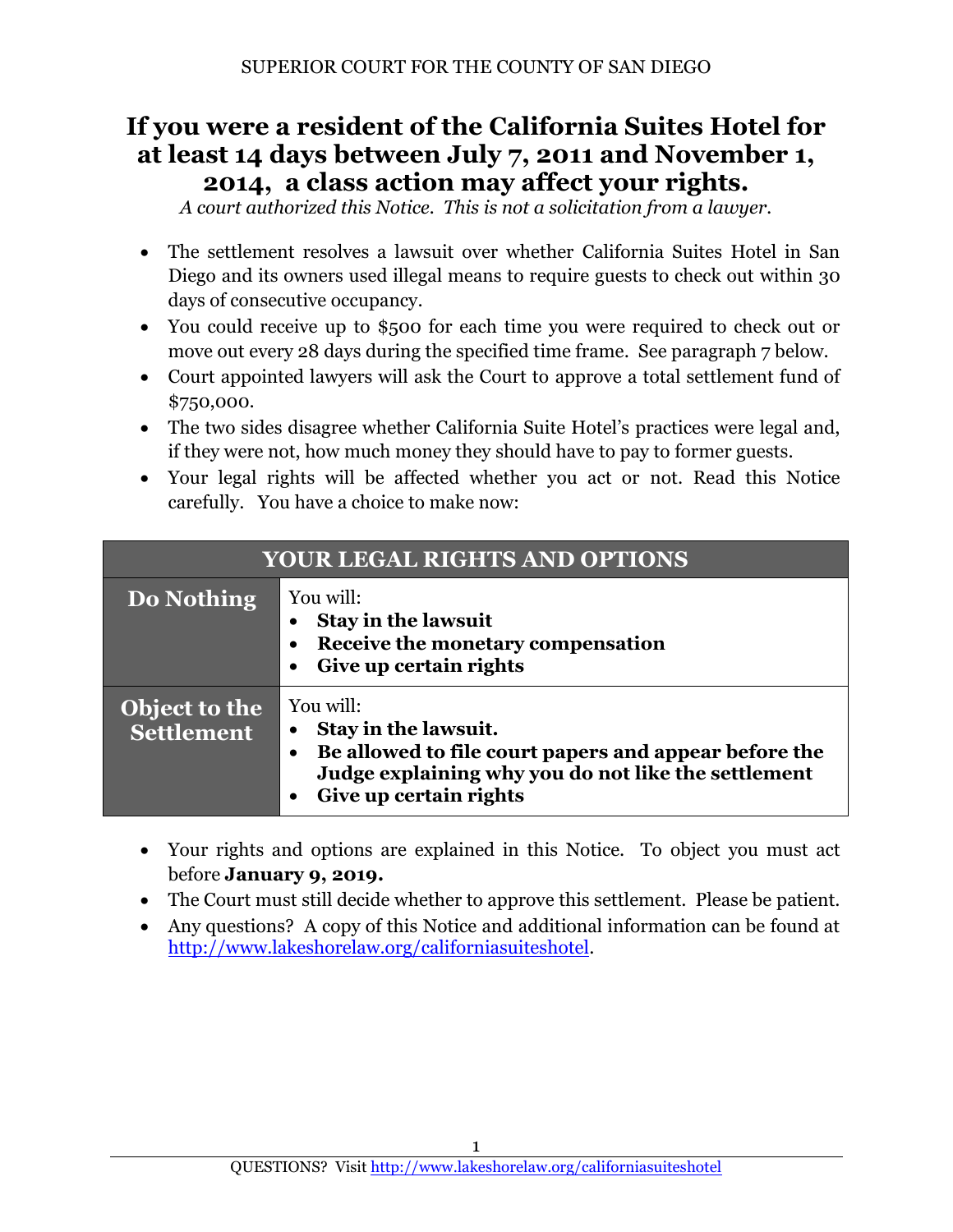SUPERIOR COURT FOR THE COUNTY OF SAN DIEGO

# If you were a resident of the California Suites Hotel for at least 14 days between July 7, 2011 and November 1, 2014, a class action may affect your rights.

*A court authorized this Notice. This is not a solicitation from a lawyer.*

- The settlement resolves a lawsuit over whether California Suites Hotel in San Diego and its owners used illegal means to require guests to check out within 30 days of consecutive occupancy.
- You could receive up to $500 for each time you were required to check out or move out every 28 days during the specified time frame. See paragraph 7 below.
- Court appointed lawyers will ask the Court to approve a total settlement fund of $750,000.
- The two sides disagree whether California Suite Hotel's practices were legal and, if they were not, how much money they should have to pay to former guests.
- Your legal rights will be affected whether you act or not. Read this Notice carefully. You have a choice to make now:

| YOUR LEGAL RIGHTS AND OPTIONS | |
|---|---|
| **Do Nothing** | You will:<br>• **Stay in the lawsuit**<br>• **Receive the monetary compensation**<br>• **Give up certain rights** |
| **Object to the Settlement** | You will:<br>• **Stay in the lawsuit.**<br>• **Be allowed to file court papers and appear before the Judge explaining why you do not like the settlement**<br>• **Give up certain rights** |

- Your rights and options are explained in this Notice. To object you must act before **January 9, 2019.**
- The Court must still decide whether to approve this settlement. Please be patient.
- Any questions? A copy of this Notice and additional information can be found at http://www.lakeshorelaw.org/californiasuiteshotel.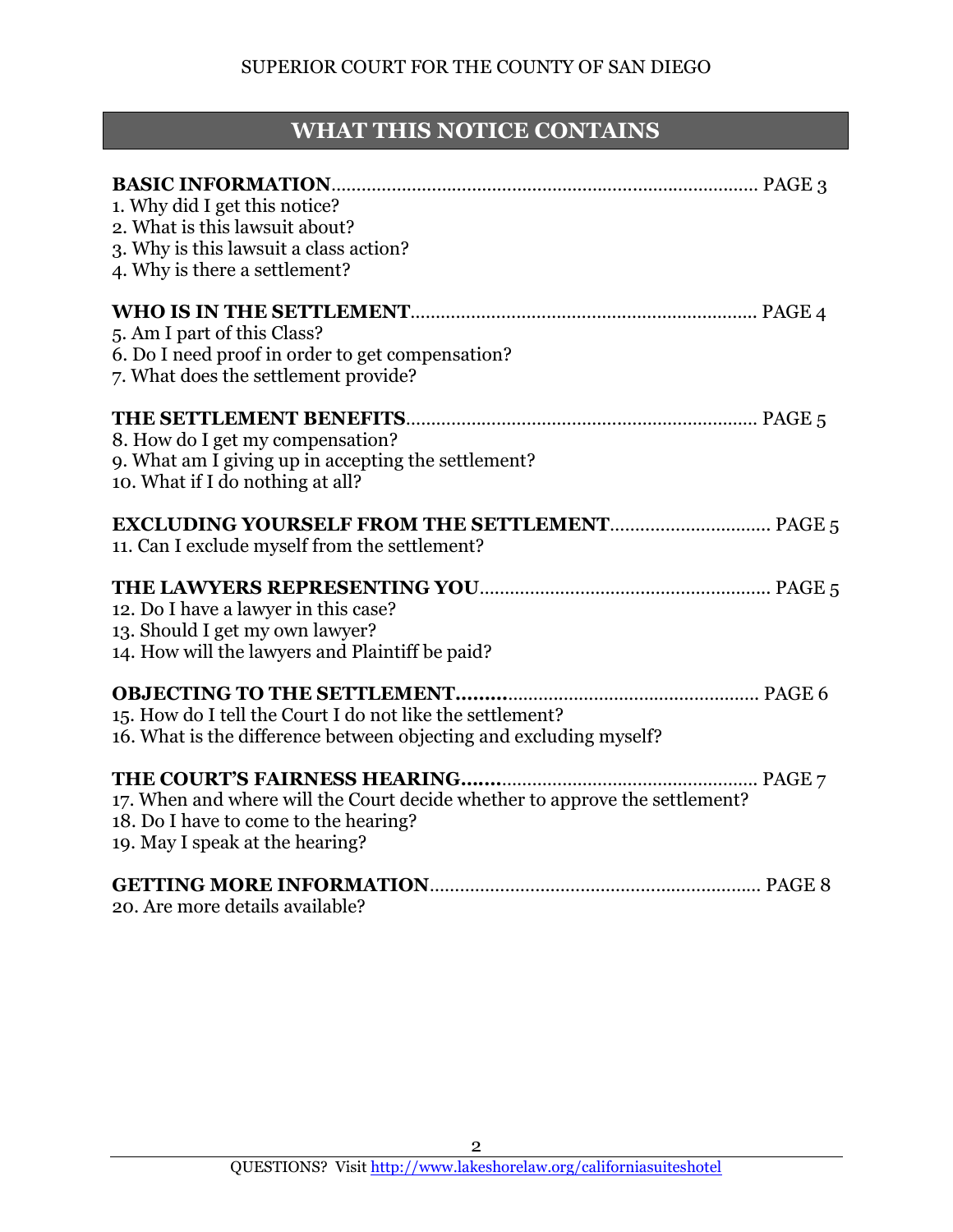SUPERIOR COURT FOR THE COUNTY OF SAN DIEGO

## WHAT THIS NOTICE CONTAINS

**BASIC INFORMATION**.................................................................................... PAGE 3
1. Why did I get this notice?
2. What is this lawsuit about?
3. Why is this lawsuit a class action?
4. Why is there a settlement?

**WHO IS IN THE SETTLEMENT**.................................................................... PAGE 4
5. Am I part of this Class?
6. Do I need proof in order to get compensation?
7. What does the settlement provide?

**THE SETTLEMENT BENEFITS**..................................................................... PAGE 5
8. How do I get my compensation?
9. What am I giving up in accepting the settlement?
10. What if I do nothing at all?

**EXCLUDING YOURSELF FROM THE SETTLEMENT**................................ PAGE 5
11. Can I exclude myself from the settlement?

**THE LAWYERS REPRESENTING YOU**......................................................... PAGE 5
12. Do I have a lawyer in this case?
13. Should I get my own lawyer?
14. How will the lawyers and Plaintiff be paid?

**OBJECTING TO THE SETTLEMENT.........**................................................... PAGE 6
15. How do I tell the Court I do not like the settlement?
16. What is the difference between objecting and excluding myself?

**THE COURT'S FAIRNESS HEARING........**.................................................. PAGE 7
17. When and where will the Court decide whether to approve the settlement?
18. Do I have to come to the hearing?
19. May I speak at the hearing?

**GETTING MORE INFORMATION**................................................................. PAGE 8
20. Are more details available?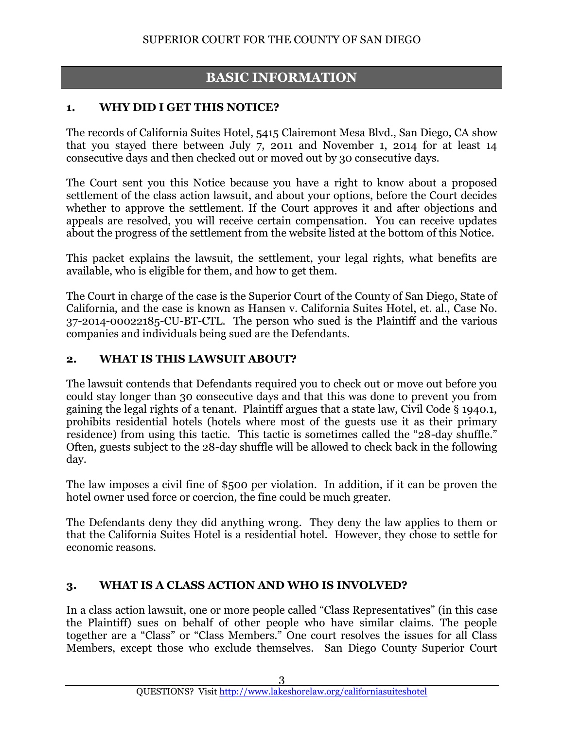## BASIC INFORMATION

### 1. WHY DID I GET THIS NOTICE?

The records of California Suites Hotel, 5415 Clairemont Mesa Blvd., San Diego, CA show that you stayed there between July 7, 2011 and November 1, 2014 for at least 14 consecutive days and then checked out or moved out by 30 consecutive days.

The Court sent you this Notice because you have a right to know about a proposed settlement of the class action lawsuit, and about your options, before the Court decides whether to approve the settlement. If the Court approves it and after objections and appeals are resolved, you will receive certain compensation. You can receive updates about the progress of the settlement from the website listed at the bottom of this Notice.

This packet explains the lawsuit, the settlement, your legal rights, what benefits are available, who is eligible for them, and how to get them.

The Court in charge of the case is the Superior Court of the County of San Diego, State of California, and the case is known as Hansen v. California Suites Hotel, et. al., Case No. 37-2014-00022185-CU-BT-CTL. The person who sued is the Plaintiff and the various companies and individuals being sued are the Defendants.

### 2. WHAT IS THIS LAWSUIT ABOUT?

The lawsuit contends that Defendants required you to check out or move out before you could stay longer than 30 consecutive days and that this was done to prevent you from gaining the legal rights of a tenant. Plaintiff argues that a state law, Civil Code § 1940.1, prohibits residential hotels (hotels where most of the guests use it as their primary residence) from using this tactic. This tactic is sometimes called the "28-day shuffle." Often, guests subject to the 28-day shuffle will be allowed to check back in the following day.

The law imposes a civil fine of $500 per violation. In addition, if it can be proven the hotel owner used force or coercion, the fine could be much greater.

The Defendants deny they did anything wrong. They deny the law applies to them or that the California Suites Hotel is a residential hotel. However, they chose to settle for economic reasons.

### 3. WHAT IS A CLASS ACTION AND WHO IS INVOLVED?

In a class action lawsuit, one or more people called "Class Representatives" (in this case the Plaintiff) sues on behalf of other people who have similar claims. The people together are a "Class" or "Class Members." One court resolves the issues for all Class Members, except those who exclude themselves. San Diego County Superior Court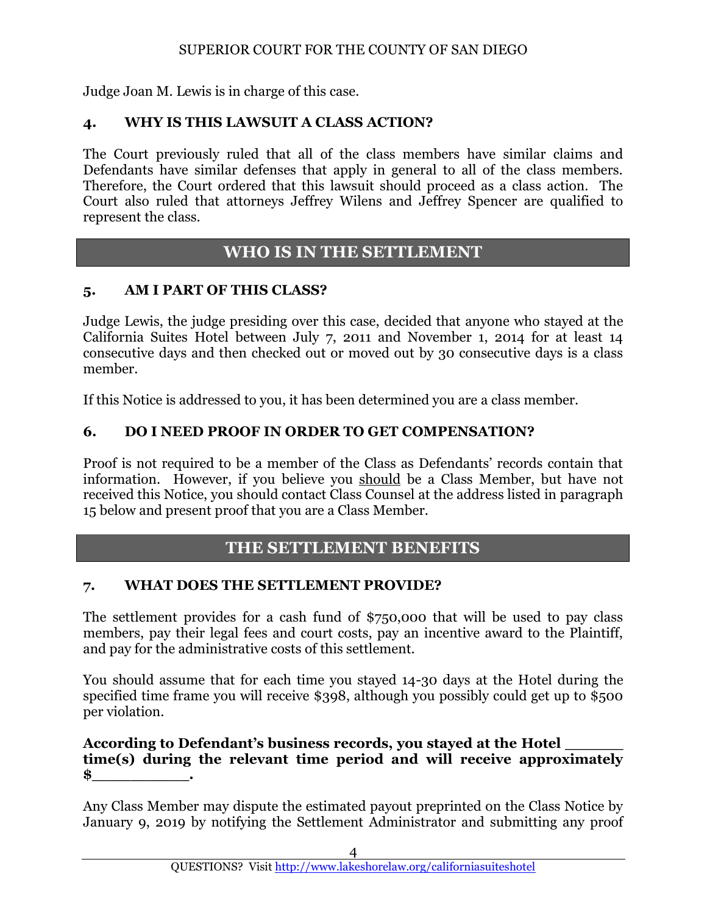Judge Joan M. Lewis is in charge of this case.

### 4. WHY IS THIS LAWSUIT A CLASS ACTION?

The Court previously ruled that all of the class members have similar claims and Defendants have similar defenses that apply in general to all of the class members. Therefore, the Court ordered that this lawsuit should proceed as a class action. The Court also ruled that attorneys Jeffrey Wilens and Jeffrey Spencer are qualified to represent the class.

## WHO IS IN THE SETTLEMENT

### 5. AM I PART OF THIS CLASS?

Judge Lewis, the judge presiding over this case, decided that anyone who stayed at the California Suites Hotel between July 7, 2011 and November 1, 2014 for at least 14 consecutive days and then checked out or moved out by 30 consecutive days is a class member.

If this Notice is addressed to you, it has been determined you are a class member.

### 6. DO I NEED PROOF IN ORDER TO GET COMPENSATION?

Proof is not required to be a member of the Class as Defendants' records contain that information. However, if you believe you should be a Class Member, but have not received this Notice, you should contact Class Counsel at the address listed in paragraph 15 below and present proof that you are a Class Member.

## THE SETTLEMENT BENEFITS

### 7. WHAT DOES THE SETTLEMENT PROVIDE?

The settlement provides for a cash fund of $750,000 that will be used to pay class members, pay their legal fees and court costs, pay an incentive award to the Plaintiff, and pay for the administrative costs of this settlement.

You should assume that for each time you stayed 14-30 days at the Hotel during the specified time frame you will receive $398, although you possibly could get up to $500 per violation.

**According to Defendant's business records, you stayed at the Hotel ______ time(s) during the relevant time period and will receive approximately $__________.**

Any Class Member may dispute the estimated payout preprinted on the Class Notice by January 9, 2019 by notifying the Settlement Administrator and submitting any proof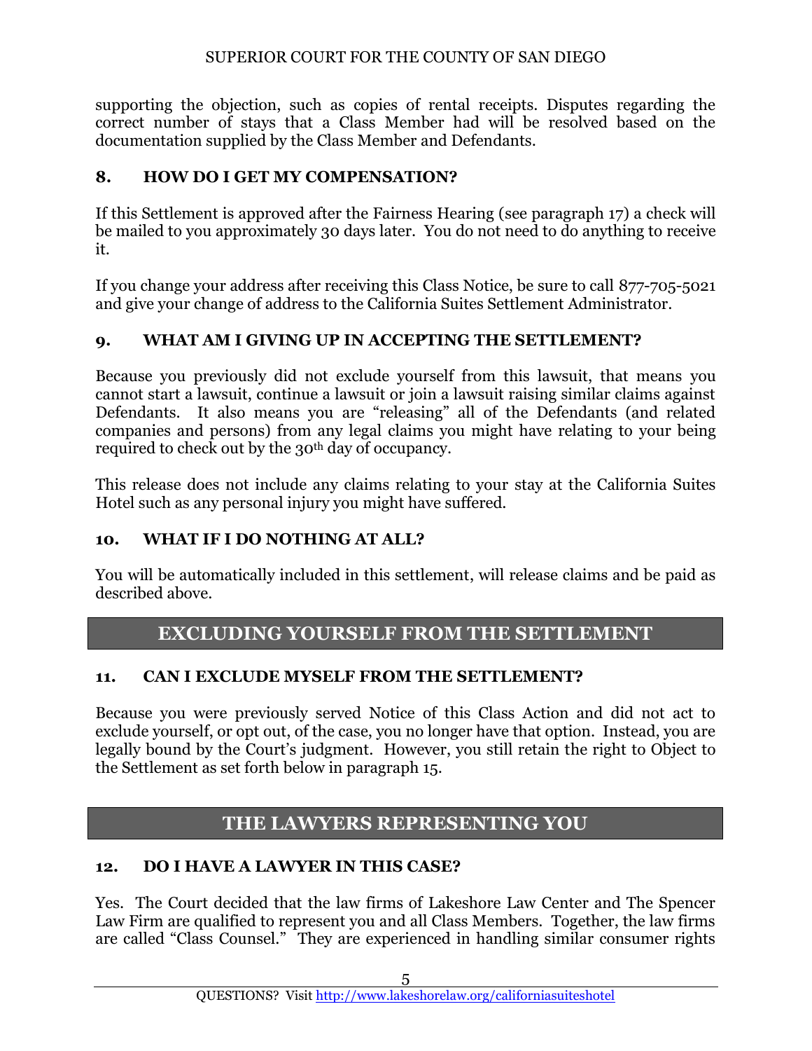supporting the objection, such as copies of rental receipts. Disputes regarding the correct number of stays that a Class Member had will be resolved based on the documentation supplied by the Class Member and Defendants.

### 8. HOW DO I GET MY COMPENSATION?

If this Settlement is approved after the Fairness Hearing (see paragraph 17) a check will be mailed to you approximately 30 days later. You do not need to do anything to receive it.

If you change your address after receiving this Class Notice, be sure to call 877-705-5021 and give your change of address to the California Suites Settlement Administrator.

### 9. WHAT AM I GIVING UP IN ACCEPTING THE SETTLEMENT?

Because you previously did not exclude yourself from this lawsuit, that means you cannot start a lawsuit, continue a lawsuit or join a lawsuit raising similar claims against Defendants. It also means you are "releasing" all of the Defendants (and related companies and persons) from any legal claims you might have relating to your being required to check out by the 30th day of occupancy.

This release does not include any claims relating to your stay at the California Suites Hotel such as any personal injury you might have suffered.

### 10. WHAT IF I DO NOTHING AT ALL?

You will be automatically included in this settlement, will release claims and be paid as described above.

## EXCLUDING YOURSELF FROM THE SETTLEMENT

### 11. CAN I EXCLUDE MYSELF FROM THE SETTLEMENT?

Because you were previously served Notice of this Class Action and did not act to exclude yourself, or opt out, of the case, you no longer have that option. Instead, you are legally bound by the Court's judgment. However, you still retain the right to Object to the Settlement as set forth below in paragraph 15.

## THE LAWYERS REPRESENTING YOU

### 12. DO I HAVE A LAWYER IN THIS CASE?

Yes. The Court decided that the law firms of Lakeshore Law Center and The Spencer Law Firm are qualified to represent you and all Class Members. Together, the law firms are called "Class Counsel." They are experienced in handling similar consumer rights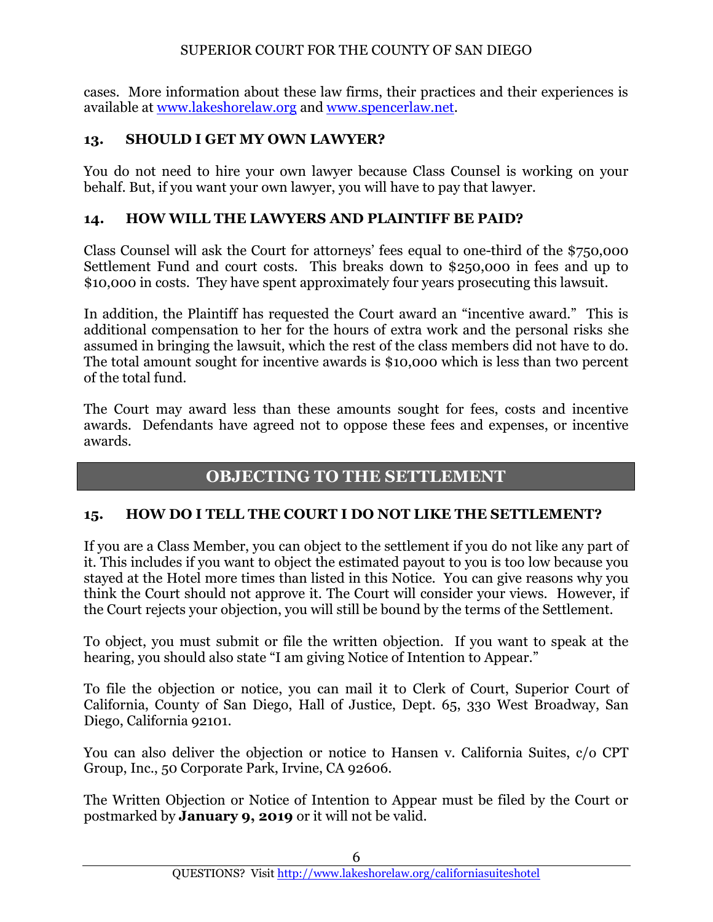cases. More information about these law firms, their practices and their experiences is available at [www.lakeshorelaw.org](http://www.lakeshorelaw.org) and [www.spencerlaw.net](http://www.spencerlaw.net).

### 13. SHOULD I GET MY OWN LAWYER?

You do not need to hire your own lawyer because Class Counsel is working on your behalf. But, if you want your own lawyer, you will have to pay that lawyer.

### 14. HOW WILL THE LAWYERS AND PLAINTIFF BE PAID?

Class Counsel will ask the Court for attorneys' fees equal to one-third of the $750,000 Settlement Fund and court costs. This breaks down to $250,000 in fees and up to $10,000 in costs. They have spent approximately four years prosecuting this lawsuit.

In addition, the Plaintiff has requested the Court award an "incentive award." This is additional compensation to her for the hours of extra work and the personal risks she assumed in bringing the lawsuit, which the rest of the class members did not have to do. The total amount sought for incentive awards is $10,000 which is less than two percent of the total fund.

The Court may award less than these amounts sought for fees, costs and incentive awards. Defendants have agreed not to oppose these fees and expenses, or incentive awards.

## OBJECTING TO THE SETTLEMENT

### 15. HOW DO I TELL THE COURT I DO NOT LIKE THE SETTLEMENT?

If you are a Class Member, you can object to the settlement if you do not like any part of it. This includes if you want to object the estimated payout to you is too low because you stayed at the Hotel more times than listed in this Notice. You can give reasons why you think the Court should not approve it. The Court will consider your views. However, if the Court rejects your objection, you will still be bound by the terms of the Settlement.

To object, you must submit or file the written objection. If you want to speak at the hearing, you should also state "I am giving Notice of Intention to Appear."

To file the objection or notice, you can mail it to Clerk of Court, Superior Court of California, County of San Diego, Hall of Justice, Dept. 65, 330 West Broadway, San Diego, California 92101.

You can also deliver the objection or notice to Hansen v. California Suites, c/o CPT Group, Inc., 50 Corporate Park, Irvine, CA 92606.

The Written Objection or Notice of Intention to Appear must be filed by the Court or postmarked by **January 9, 2019** or it will not be valid.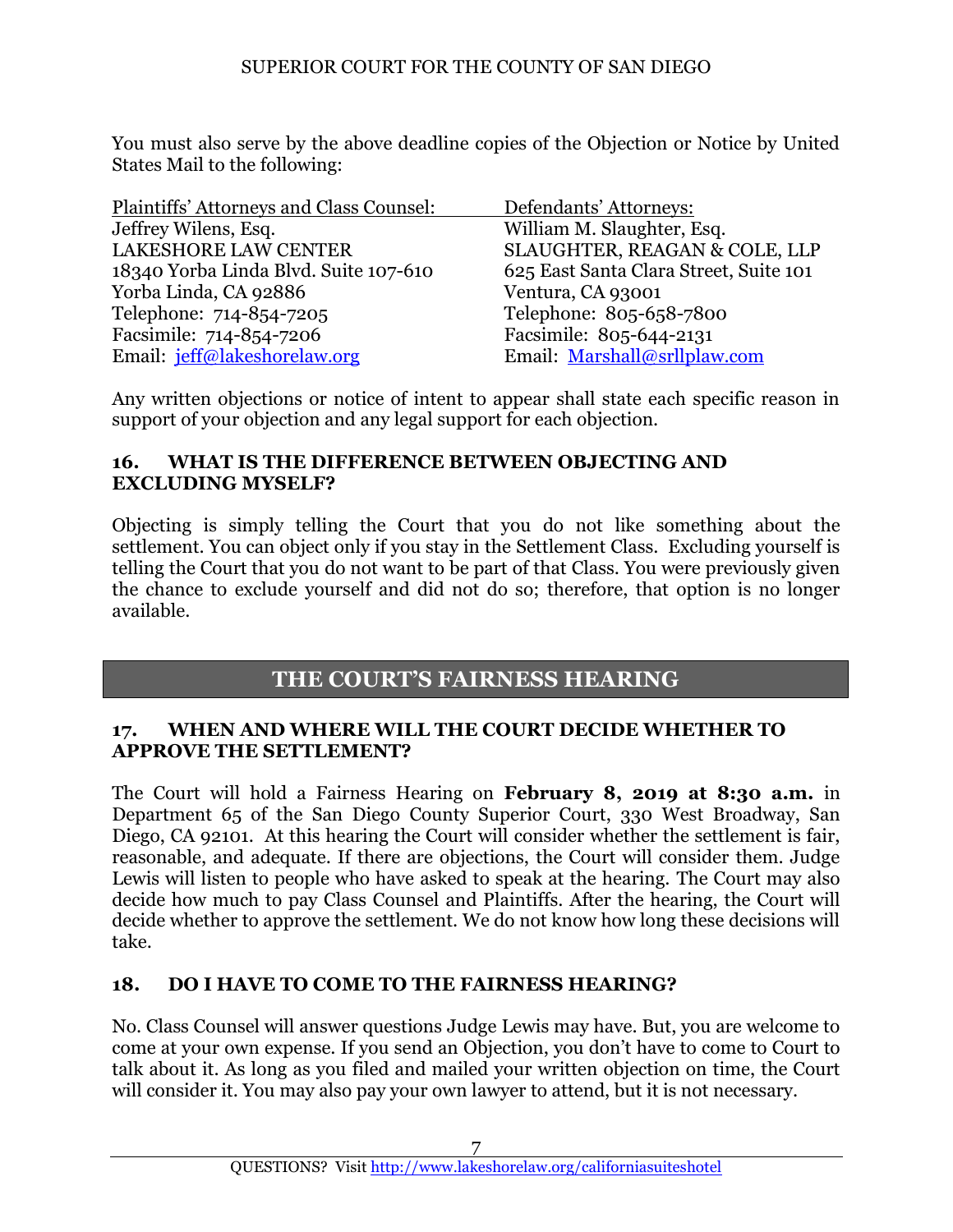SUPERIOR COURT FOR THE COUNTY OF SAN DIEGO

You must also serve by the above deadline copies of the Objection or Notice by United States Mail to the following:

| Plaintiffs' Attorneys and Class Counsel: | Defendants' Attorneys: |
|---|---|
| Jeffrey Wilens, Esq. | William M. Slaughter, Esq. |
| LAKESHORE LAW CENTER | SLAUGHTER, REAGAN & COLE, LLP |
| 18340 Yorba Linda Blvd. Suite 107-610 | 625 East Santa Clara Street, Suite 101 |
| Yorba Linda, CA 92886 | Ventura, CA 93001 |
| Telephone: 714-854-7205 | Telephone: 805-658-7800 |
| Facsimile: 714-854-7206 | Facsimile: 805-644-2131 |
| Email: jeff@lakeshorelaw.org | Email: Marshall@srllplaw.com |

Any written objections or notice of intent to appear shall state each specific reason in support of your objection and any legal support for each objection.

### 16. WHAT IS THE DIFFERENCE BETWEEN OBJECTING AND EXCLUDING MYSELF?

Objecting is simply telling the Court that you do not like something about the settlement. You can object only if you stay in the Settlement Class. Excluding yourself is telling the Court that you do not want to be part of that Class. You were previously given the chance to exclude yourself and did not do so; therefore, that option is no longer available.

## THE COURT'S FAIRNESS HEARING

### 17. WHEN AND WHERE WILL THE COURT DECIDE WHETHER TO APPROVE THE SETTLEMENT?

The Court will hold a Fairness Hearing on **February 8, 2019 at 8:30 a.m.** in Department 65 of the San Diego County Superior Court, 330 West Broadway, San Diego, CA 92101. At this hearing the Court will consider whether the settlement is fair, reasonable, and adequate. If there are objections, the Court will consider them. Judge Lewis will listen to people who have asked to speak at the hearing. The Court may also decide how much to pay Class Counsel and Plaintiffs. After the hearing, the Court will decide whether to approve the settlement. We do not know how long these decisions will take.

### 18. DO I HAVE TO COME TO THE FAIRNESS HEARING?

No. Class Counsel will answer questions Judge Lewis may have. But, you are welcome to come at your own expense. If you send an Objection, you don't have to come to Court to talk about it. As long as you filed and mailed your written objection on time, the Court will consider it. You may also pay your own lawyer to attend, but it is not necessary.

QUESTIONS? Visit http://www.lakeshorelaw.org/californiasuiteshotel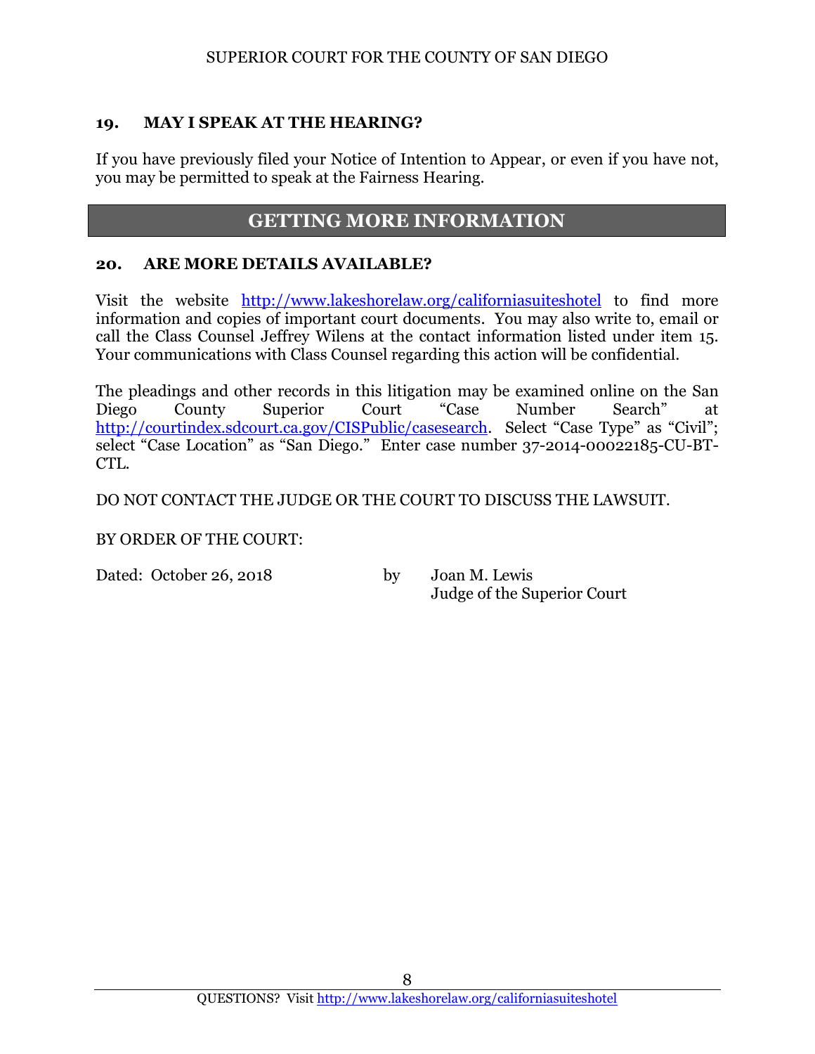## 19. MAY I SPEAK AT THE HEARING?

If you have previously filed your Notice of Intention to Appear, or even if you have not, you may be permitted to speak at the Fairness Hearing.

# GETTING MORE INFORMATION

## 20. ARE MORE DETAILS AVAILABLE?

Visit the website http://www.lakeshorelaw.org/californiasuiteshotel to find more information and copies of important court documents. You may also write to, email or call the Class Counsel Jeffrey Wilens at the contact information listed under item 15. Your communications with Class Counsel regarding this action will be confidential.

The pleadings and other records in this litigation may be examined online on the San Diego County Superior Court "Case Number Search" at http://courtindex.sdcourt.ca.gov/CISPublic/casesearch. Select "Case Type" as "Civil"; select "Case Location" as "San Diego." Enter case number 37-2014-00022185-CU-BT-CTL.

DO NOT CONTACT THE JUDGE OR THE COURT TO DISCUSS THE LAWSUIT.

BY ORDER OF THE COURT:

Dated: October 26, 2018 by Joan M. Lewis
Judge of the Superior Court